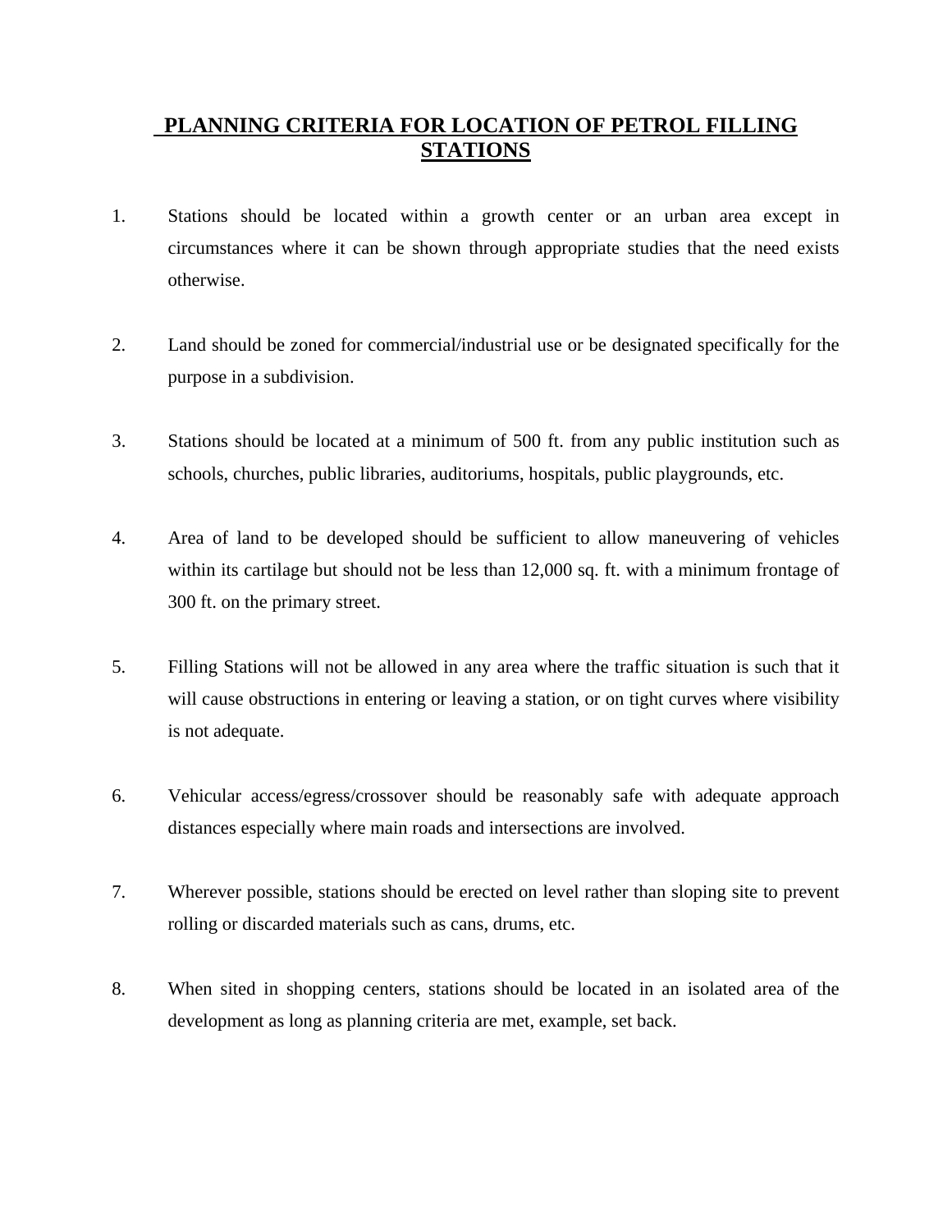# PLANNING CRITERIA FOR LOCATION OF PETROL FILLING STATIONS

1. Stations should be located within a growth center or an urban area except in circumstances where it can be shown through appropriate studies that the need exists otherwise.

2. Land should be zoned for commercial/industrial use or be designated specifically for the purpose in a subdivision.

3. Stations should be located at a minimum of 500 ft. from any public institution such as schools, churches, public libraries, auditoriums, hospitals, public playgrounds, etc.

4. Area of land to be developed should be sufficient to allow maneuvering of vehicles within its cartilage but should not be less than 12,000 sq. ft. with a minimum frontage of 300 ft. on the primary street.

5. Filling Stations will not be allowed in any area where the traffic situation is such that it will cause obstructions in entering or leaving a station, or on tight curves where visibility is not adequate.

6. Vehicular access/egress/crossover should be reasonably safe with adequate approach distances especially where main roads and intersections are involved.

7. Wherever possible, stations should be erected on level rather than sloping site to prevent rolling or discarded materials such as cans, drums, etc.

8. When sited in shopping centers, stations should be located in an isolated area of the development as long as planning criteria are met, example, set back.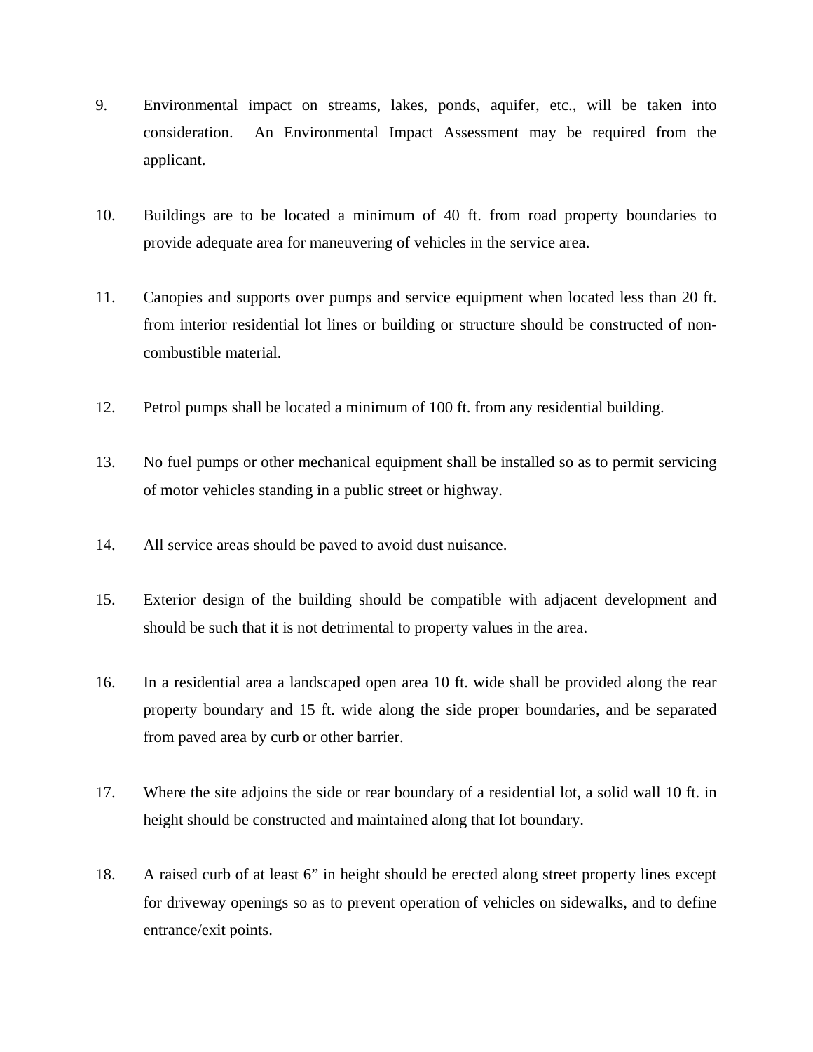9. Environmental impact on streams, lakes, ponds, aquifer, etc., will be taken into consideration. An Environmental Impact Assessment may be required from the applicant.

10. Buildings are to be located a minimum of 40 ft. from road property boundaries to provide adequate area for maneuvering of vehicles in the service area.

11. Canopies and supports over pumps and service equipment when located less than 20 ft. from interior residential lot lines or building or structure should be constructed of non-combustible material.

12. Petrol pumps shall be located a minimum of 100 ft. from any residential building.

13. No fuel pumps or other mechanical equipment shall be installed so as to permit servicing of motor vehicles standing in a public street or highway.

14. All service areas should be paved to avoid dust nuisance.

15. Exterior design of the building should be compatible with adjacent development and should be such that it is not detrimental to property values in the area.

16. In a residential area a landscaped open area 10 ft. wide shall be provided along the rear property boundary and 15 ft. wide along the side proper boundaries, and be separated from paved area by curb or other barrier.

17. Where the site adjoins the side or rear boundary of a residential lot, a solid wall 10 ft. in height should be constructed and maintained along that lot boundary.

18. A raised curb of at least 6" in height should be erected along street property lines except for driveway openings so as to prevent operation of vehicles on sidewalks, and to define entrance/exit points.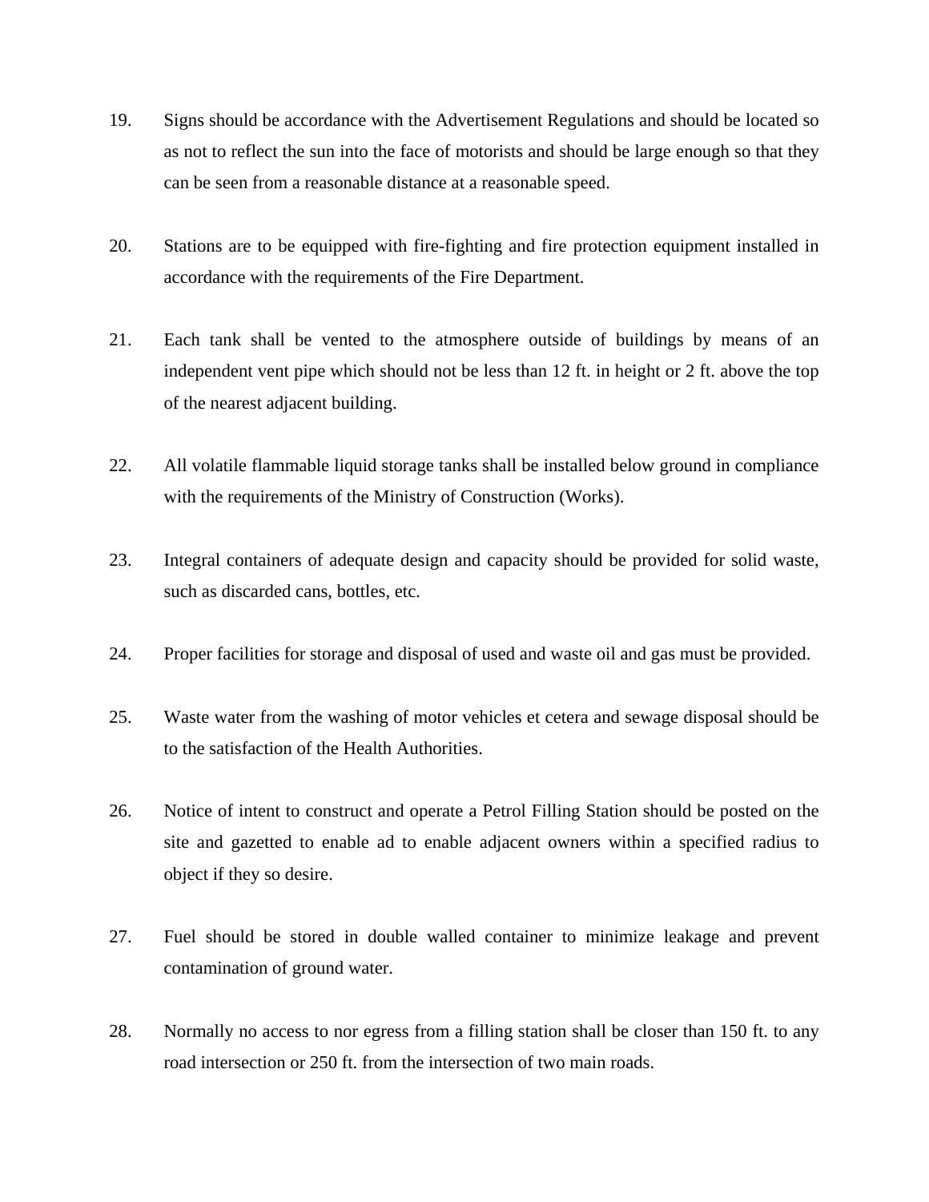19. Signs should be accordance with the Advertisement Regulations and should be located so as not to reflect the sun into the face of motorists and should be large enough so that they can be seen from a reasonable distance at a reasonable speed.

20. Stations are to be equipped with fire-fighting and fire protection equipment installed in accordance with the requirements of the Fire Department.

21. Each tank shall be vented to the atmosphere outside of buildings by means of an independent vent pipe which should not be less than 12 ft. in height or 2 ft. above the top of the nearest adjacent building.

22. All volatile flammable liquid storage tanks shall be installed below ground in compliance with the requirements of the Ministry of Construction (Works).

23. Integral containers of adequate design and capacity should be provided for solid waste, such as discarded cans, bottles, etc.

24. Proper facilities for storage and disposal of used and waste oil and gas must be provided.

25. Waste water from the washing of motor vehicles et cetera and sewage disposal should be to the satisfaction of the Health Authorities.

26. Notice of intent to construct and operate a Petrol Filling Station should be posted on the site and gazetted to enable ad to enable adjacent owners within a specified radius to object if they so desire.

27. Fuel should be stored in double walled container to minimize leakage and prevent contamination of ground water.

28. Normally no access to nor egress from a filling station shall be closer than 150 ft. to any road intersection or 250 ft. from the intersection of two main roads.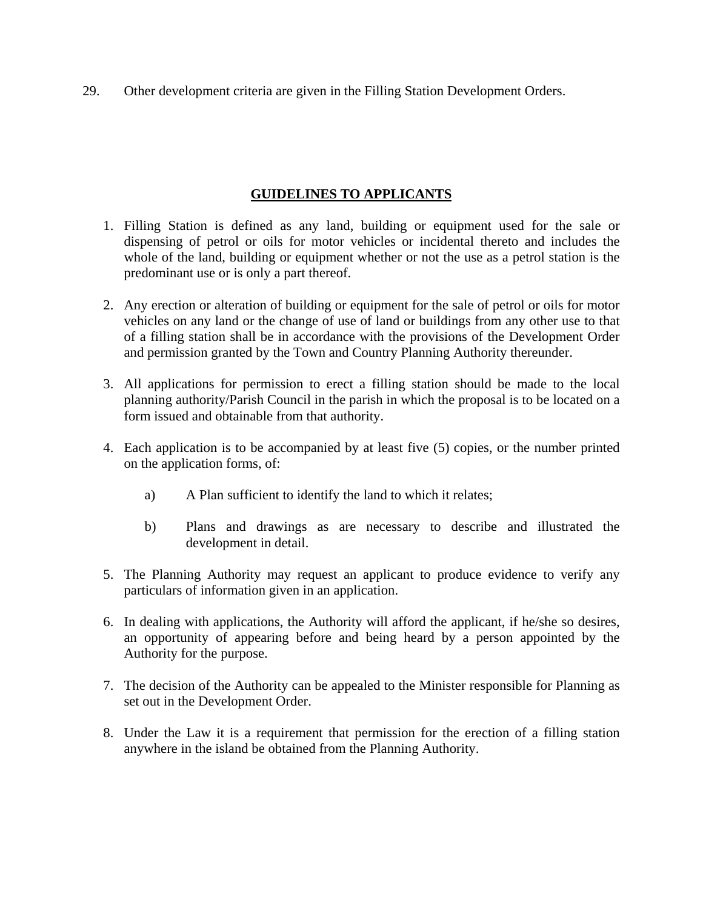29. Other development criteria are given in the Filling Station Development Orders.

## GUIDELINES TO APPLICANTS

1. Filling Station is defined as any land, building or equipment used for the sale or dispensing of petrol or oils for motor vehicles or incidental thereto and includes the whole of the land, building or equipment whether or not the use as a petrol station is the predominant use or is only a part thereof.

2. Any erection or alteration of building or equipment for the sale of petrol or oils for motor vehicles on any land or the change of use of land or buildings from any other use to that of a filling station shall be in accordance with the provisions of the Development Order and permission granted by the Town and Country Planning Authority thereunder.

3. All applications for permission to erect a filling station should be made to the local planning authority/Parish Council in the parish in which the proposal is to be located on a form issued and obtainable from that authority.

4. Each application is to be accompanied by at least five (5) copies, or the number printed on the application forms, of:

   a) A Plan sufficient to identify the land to which it relates;

   b) Plans and drawings as are necessary to describe and illustrated the development in detail.

5. The Planning Authority may request an applicant to produce evidence to verify any particulars of information given in an application.

6. In dealing with applications, the Authority will afford the applicant, if he/she so desires, an opportunity of appearing before and being heard by a person appointed by the Authority for the purpose.

7. The decision of the Authority can be appealed to the Minister responsible for Planning as set out in the Development Order.

8. Under the Law it is a requirement that permission for the erection of a filling station anywhere in the island be obtained from the Planning Authority.